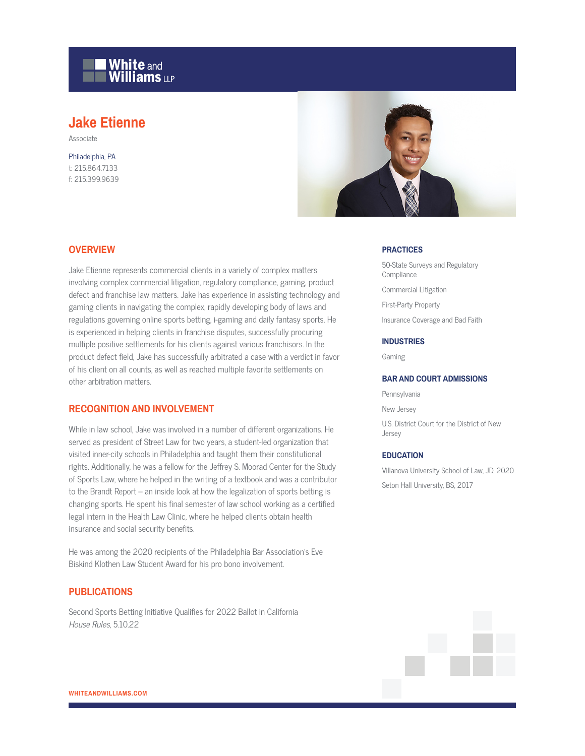# Jake Etienne

Associate

Philadelphia, PA
t: 215.864.7133
f: 215.399.9639

## OVERVIEW

Jake Etienne represents commercial clients in a variety of complex matters involving complex commercial litigation, regulatory compliance, gaming, product defect and franchise law matters. Jake has experience in assisting technology and gaming clients in navigating the complex, rapidly developing body of laws and regulations governing online sports betting, i-gaming and daily fantasy sports. He is experienced in helping clients in franchise disputes, successfully procuring multiple positive settlements for his clients against various franchisors. In the product defect field, Jake has successfully arbitrated a case with a verdict in favor of his client on all counts, as well as reached multiple favorite settlements on other arbitration matters.

## RECOGNITION AND INVOLVEMENT

While in law school, Jake was involved in a number of different organizations. He served as president of Street Law for two years, a student-led organization that visited inner-city schools in Philadelphia and taught them their constitutional rights. Additionally, he was a fellow for the Jeffrey S. Moorad Center for the Study of Sports Law, where he helped in the writing of a textbook and was a contributor to the Brandt Report – an inside look at how the legalization of sports betting is changing sports. He spent his final semester of law school working as a certified legal intern in the Health Law Clinic, where he helped clients obtain health insurance and social security benefits.

He was among the 2020 recipients of the Philadelphia Bar Association's Eve Biskind Klothen Law Student Award for his pro bono involvement.

## PUBLICATIONS

Second Sports Betting Initiative Qualifies for 2022 Ballot in California
*House Rules*, 5.10.22

## PRACTICES

50-State Surveys and Regulatory Compliance

Commercial Litigation

First-Party Property

Insurance Coverage and Bad Faith

## INDUSTRIES

Gaming

## BAR AND COURT ADMISSIONS

Pennsylvania

New Jersey

U.S. District Court for the District of New Jersey

## EDUCATION

Villanova University School of Law, JD, 2020

Seton Hall University, BS, 2017

WHITEANDWILLIAMS.COM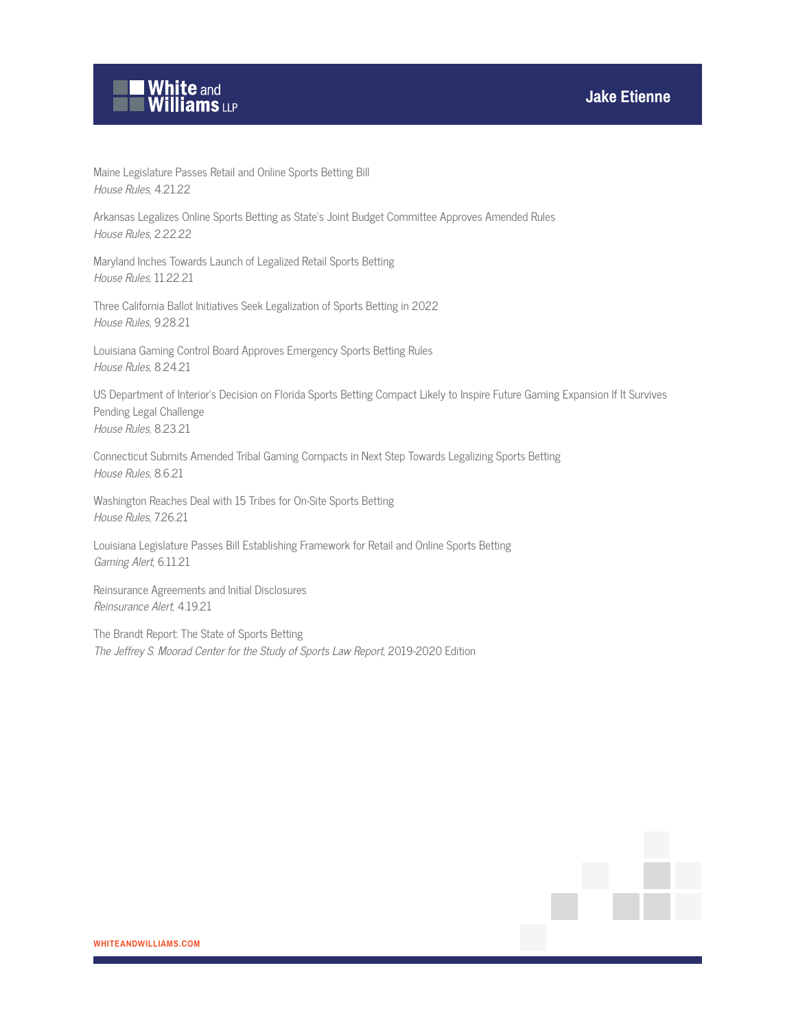Maine Legislature Passes Retail and Online Sports Betting Bill
*House Rules*, 4.21.22

Arkansas Legalizes Online Sports Betting as State's Joint Budget Committee Approves Amended Rules
*House Rules*, 2.22.22

Maryland Inches Towards Launch of Legalized Retail Sports Betting
*House Rules*, 11.22.21

Three California Ballot Initiatives Seek Legalization of Sports Betting in 2022
*House Rules*, 9.28.21

Louisiana Gaming Control Board Approves Emergency Sports Betting Rules
*House Rules*, 8.24.21

US Department of Interior's Decision on Florida Sports Betting Compact Likely to Inspire Future Gaming Expansion If It Survives Pending Legal Challenge
*House Rules*, 8.23.21

Connecticut Submits Amended Tribal Gaming Compacts in Next Step Towards Legalizing Sports Betting
*House Rules*, 8.6.21

Washington Reaches Deal with 15 Tribes for On-Site Sports Betting
*House Rules*, 7.26.21

Louisiana Legislature Passes Bill Establishing Framework for Retail and Online Sports Betting
*Gaming Alert*, 6.11.21

Reinsurance Agreements and Initial Disclosures
*Reinsurance Alert*, 4.19.21

The Brandt Report: The State of Sports Betting
*The Jeffrey S. Moorad Center for the Study of Sports Law Report*, 2019-2020 Edition